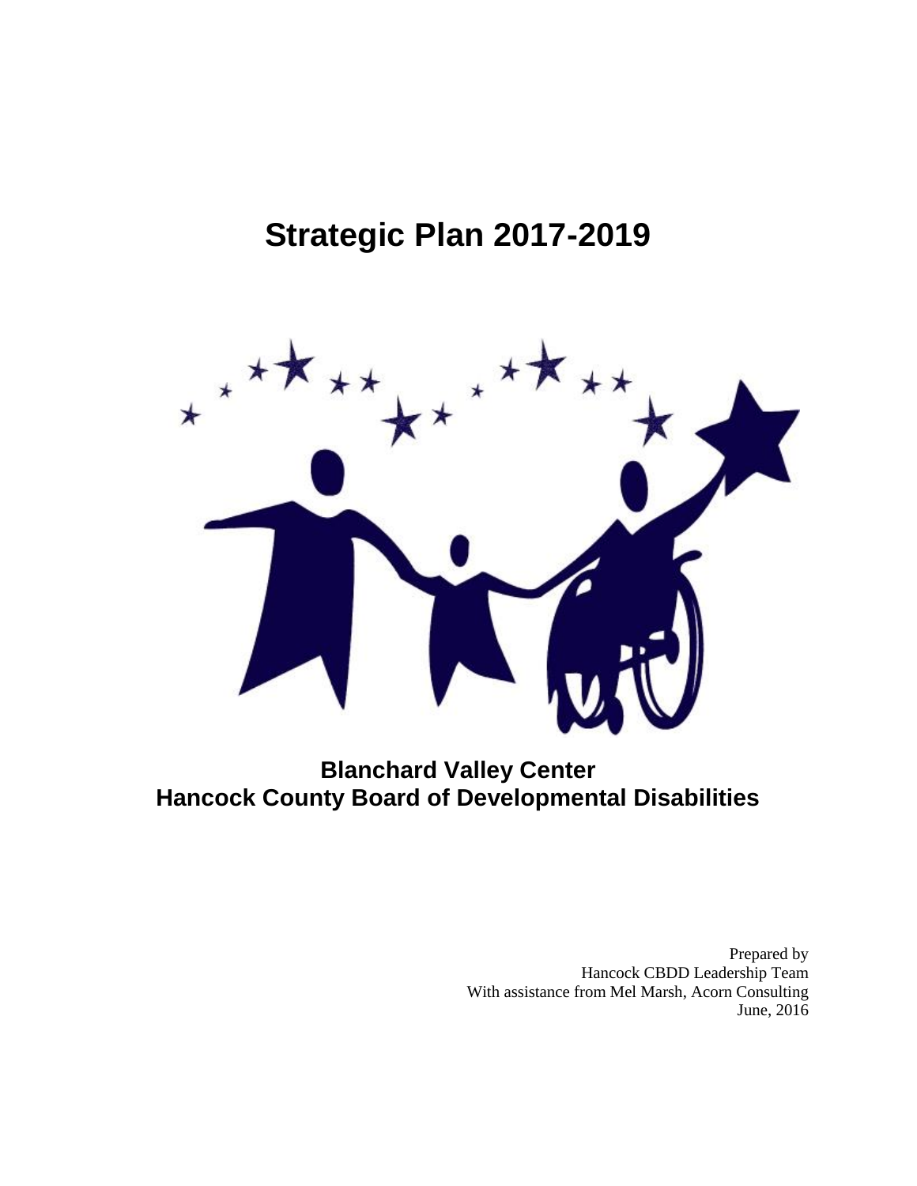# Strategic Plan 2017-2019

**Blanchard Valley Center**
**Hancock County Board of Developmental Disabilities**

Prepared by
Hancock CBDD Leadership Team
With assistance from Mel Marsh, Acorn Consulting
June, 2016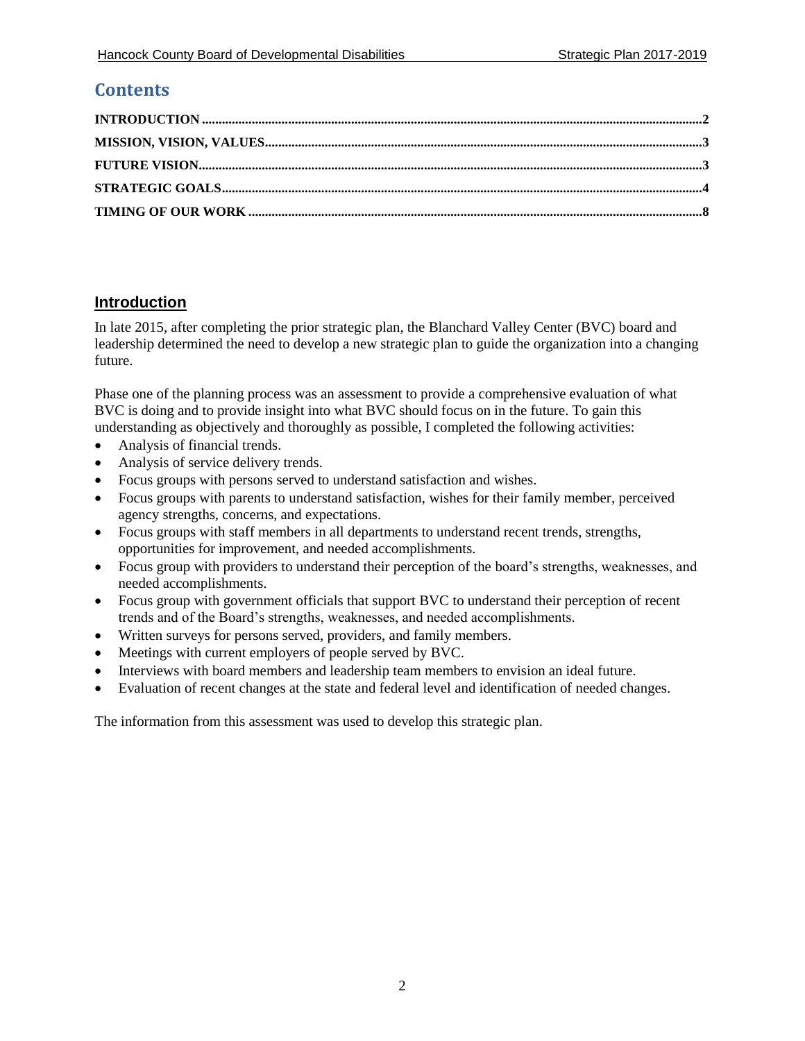## Contents

INTRODUCTION ....2
MISSION, VISION, VALUES....3
FUTURE VISION....3
STRATEGIC GOALS....4
TIMING OF OUR WORK ....8

## Introduction

In late 2015, after completing the prior strategic plan, the Blanchard Valley Center (BVC) board and leadership determined the need to develop a new strategic plan to guide the organization into a changing future.

Phase one of the planning process was an assessment to provide a comprehensive evaluation of what BVC is doing and to provide insight into what BVC should focus on in the future. To gain this understanding as objectively and thoroughly as possible, I completed the following activities:

- Analysis of financial trends.
- Analysis of service delivery trends.
- Focus groups with persons served to understand satisfaction and wishes.
- Focus groups with parents to understand satisfaction, wishes for their family member, perceived agency strengths, concerns, and expectations.
- Focus groups with staff members in all departments to understand recent trends, strengths, opportunities for improvement, and needed accomplishments.
- Focus group with providers to understand their perception of the board's strengths, weaknesses, and needed accomplishments.
- Focus group with government officials that support BVC to understand their perception of recent trends and of the Board's strengths, weaknesses, and needed accomplishments.
- Written surveys for persons served, providers, and family members.
- Meetings with current employers of people served by BVC.
- Interviews with board members and leadership team members to envision an ideal future.
- Evaluation of recent changes at the state and federal level and identification of needed changes.

The information from this assessment was used to develop this strategic plan.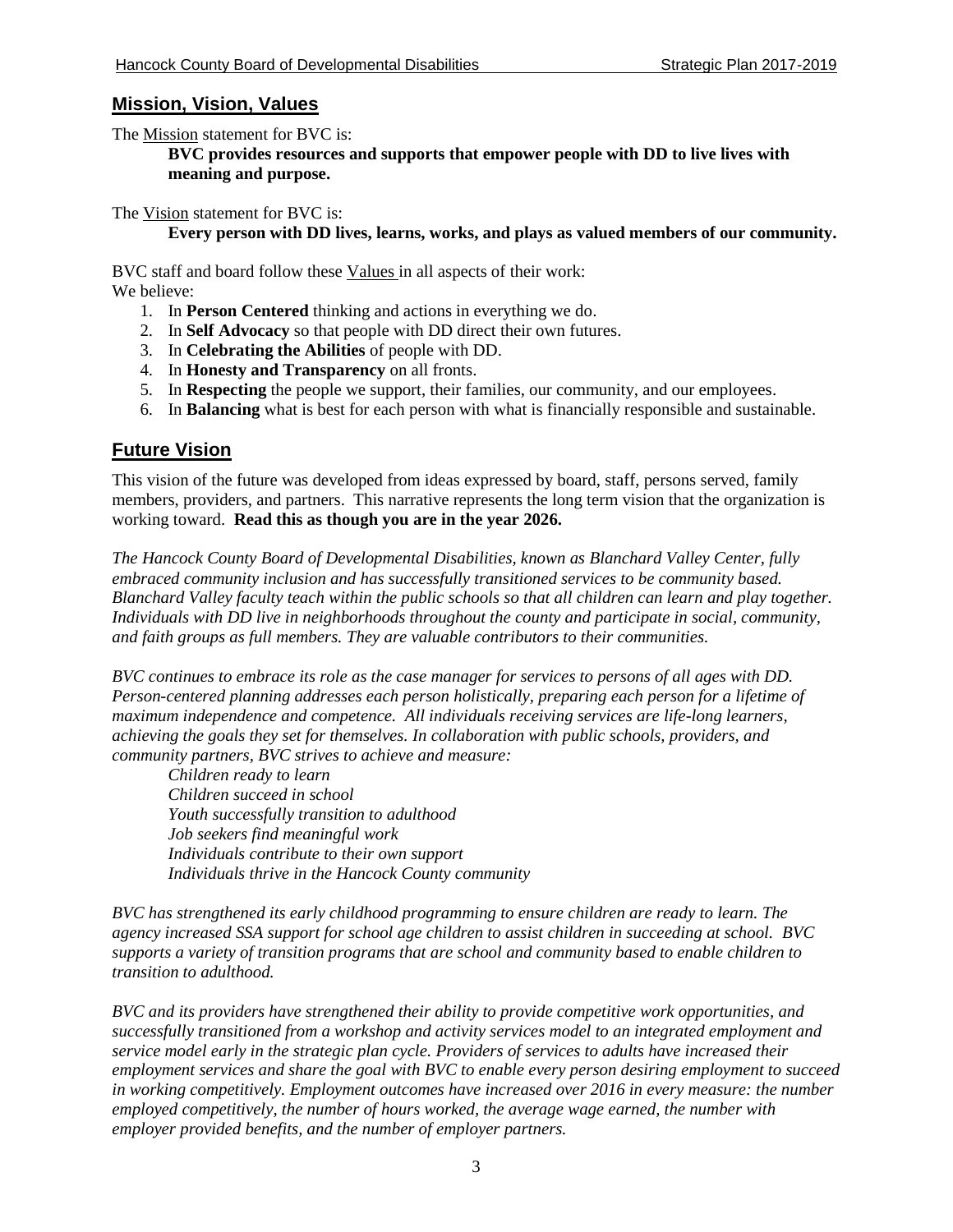## Mission, Vision, Values

The Mission statement for BVC is:

**BVC provides resources and supports that empower people with DD to live lives with meaning and purpose.**

The Vision statement for BVC is:

**Every person with DD lives, learns, works, and plays as valued members of our community.**

BVC staff and board follow these Values in all aspects of their work:

We believe:

1. In **Person Centered** thinking and actions in everything we do.
2. In **Self Advocacy** so that people with DD direct their own futures.
3. In **Celebrating the Abilities** of people with DD.
4. In **Honesty and Transparency** on all fronts.
5. In **Respecting** the people we support, their families, our community, and our employees.
6. In **Balancing** what is best for each person with what is financially responsible and sustainable.

## Future Vision

This vision of the future was developed from ideas expressed by board, staff, persons served, family members, providers, and partners. This narrative represents the long term vision that the organization is working toward. **Read this as though you are in the year 2026.**

*The Hancock County Board of Developmental Disabilities, known as Blanchard Valley Center, fully embraced community inclusion and has successfully transitioned services to be community based. Blanchard Valley faculty teach within the public schools so that all children can learn and play together. Individuals with DD live in neighborhoods throughout the county and participate in social, community, and faith groups as full members. They are valuable contributors to their communities.*

*BVC continues to embrace its role as the case manager for services to persons of all ages with DD. Person-centered planning addresses each person holistically, preparing each person for a lifetime of maximum independence and competence. All individuals receiving services are life-long learners, achieving the goals they set for themselves. In collaboration with public schools, providers, and community partners, BVC strives to achieve and measure:*

*Children ready to learn*
*Children succeed in school*
*Youth successfully transition to adulthood*
*Job seekers find meaningful work*
*Individuals contribute to their own support*
*Individuals thrive in the Hancock County community*

*BVC has strengthened its early childhood programming to ensure children are ready to learn. The agency increased SSA support for school age children to assist children in succeeding at school. BVC supports a variety of transition programs that are school and community based to enable children to transition to adulthood.*

*BVC and its providers have strengthened their ability to provide competitive work opportunities, and successfully transitioned from a workshop and activity services model to an integrated employment and service model early in the strategic plan cycle. Providers of services to adults have increased their employment services and share the goal with BVC to enable every person desiring employment to succeed in working competitively. Employment outcomes have increased over 2016 in every measure: the number employed competitively, the number of hours worked, the average wage earned, the number with employer provided benefits, and the number of employer partners.*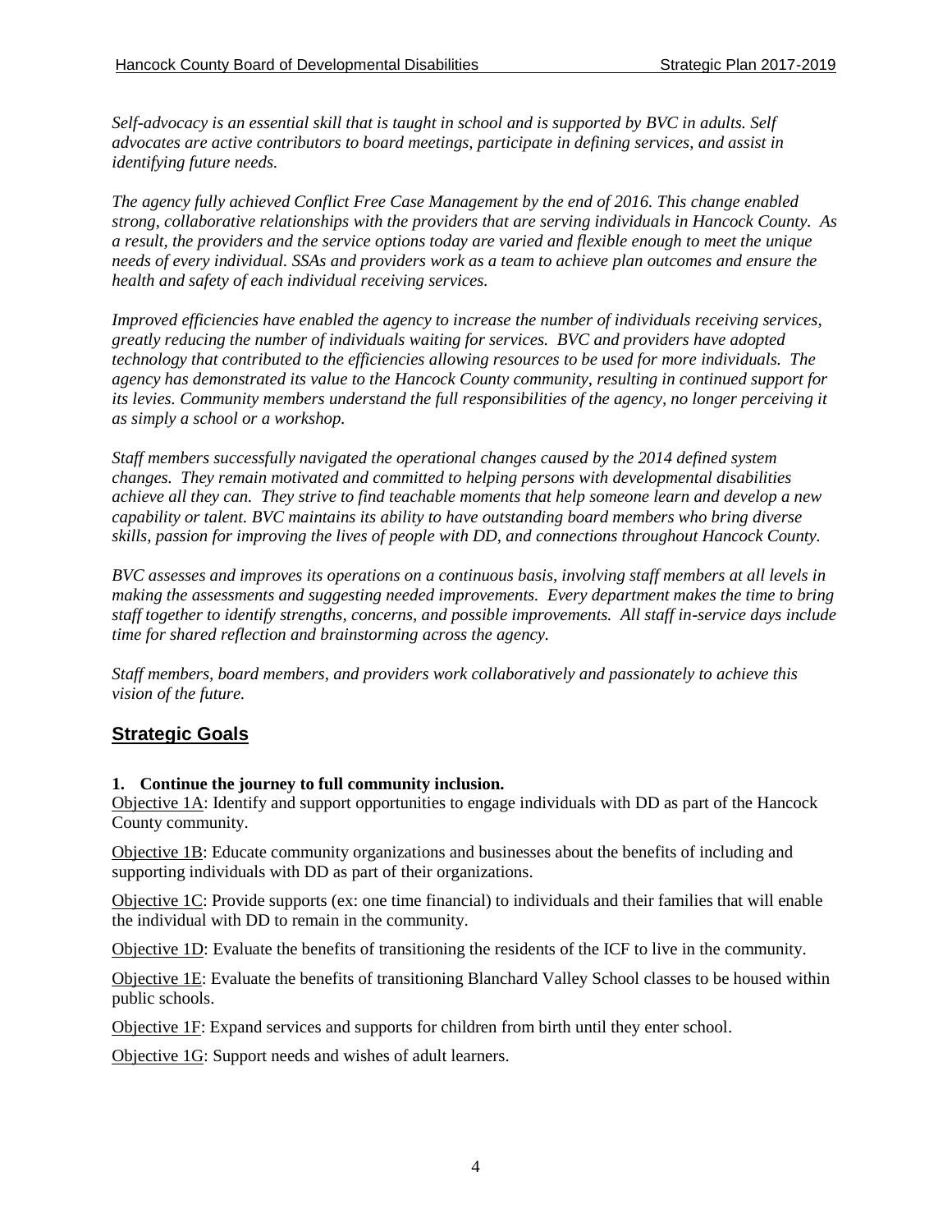*Self-advocacy is an essential skill that is taught in school and is supported by BVC in adults. Self advocates are active contributors to board meetings, participate in defining services, and assist in identifying future needs.*

*The agency fully achieved Conflict Free Case Management by the end of 2016. This change enabled strong, collaborative relationships with the providers that are serving individuals in Hancock County. As a result, the providers and the service options today are varied and flexible enough to meet the unique needs of every individual. SSAs and providers work as a team to achieve plan outcomes and ensure the health and safety of each individual receiving services.*

*Improved efficiencies have enabled the agency to increase the number of individuals receiving services, greatly reducing the number of individuals waiting for services. BVC and providers have adopted technology that contributed to the efficiencies allowing resources to be used for more individuals. The agency has demonstrated its value to the Hancock County community, resulting in continued support for its levies. Community members understand the full responsibilities of the agency, no longer perceiving it as simply a school or a workshop.*

*Staff members successfully navigated the operational changes caused by the 2014 defined system changes. They remain motivated and committed to helping persons with developmental disabilities achieve all they can. They strive to find teachable moments that help someone learn and develop a new capability or talent. BVC maintains its ability to have outstanding board members who bring diverse skills, passion for improving the lives of people with DD, and connections throughout Hancock County.*

*BVC assesses and improves its operations on a continuous basis, involving staff members at all levels in making the assessments and suggesting needed improvements. Every department makes the time to bring staff together to identify strengths, concerns, and possible improvements. All staff in-service days include time for shared reflection and brainstorming across the agency.*

*Staff members, board members, and providers work collaboratively and passionately to achieve this vision of the future.*

## Strategic Goals

**1. Continue the journey to full community inclusion.**

Objective 1A: Identify and support opportunities to engage individuals with DD as part of the Hancock County community.

Objective 1B: Educate community organizations and businesses about the benefits of including and supporting individuals with DD as part of their organizations.

Objective 1C: Provide supports (ex: one time financial) to individuals and their families that will enable the individual with DD to remain in the community.

Objective 1D: Evaluate the benefits of transitioning the residents of the ICF to live in the community.

Objective 1E: Evaluate the benefits of transitioning Blanchard Valley School classes to be housed within public schools.

Objective 1F: Expand services and supports for children from birth until they enter school.

Objective 1G: Support needs and wishes of adult learners.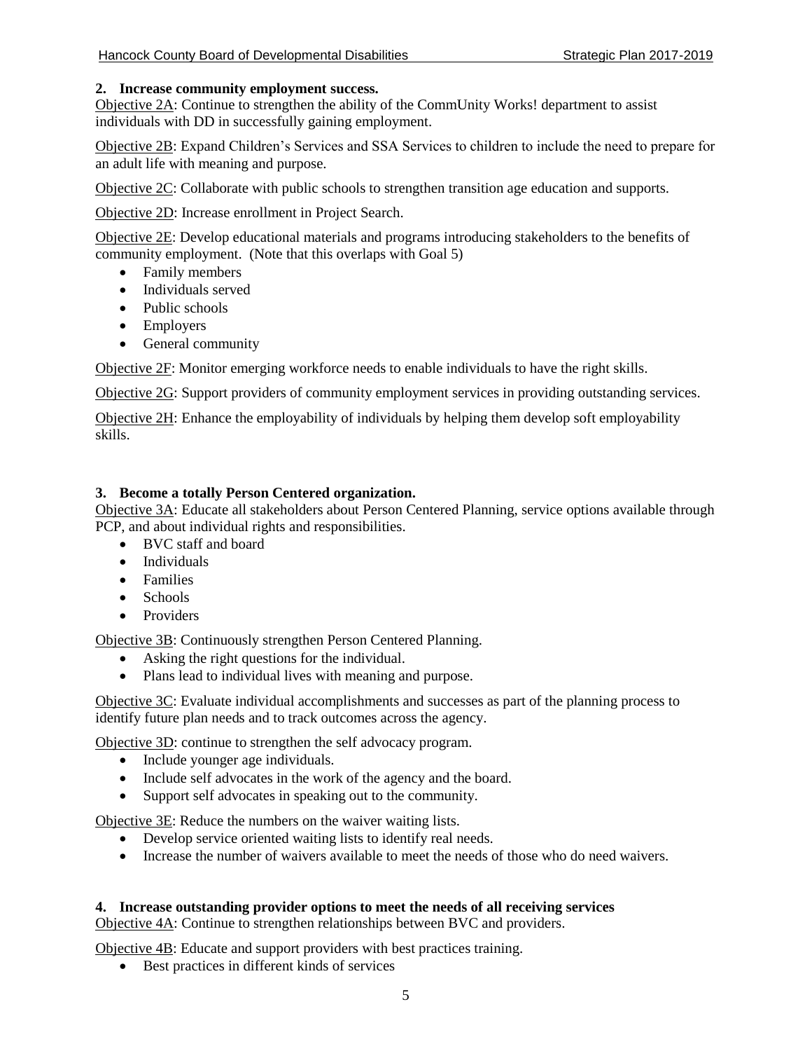**2. Increase community employment success.**

Objective 2A: Continue to strengthen the ability of the CommUnity Works! department to assist individuals with DD in successfully gaining employment.

Objective 2B: Expand Children's Services and SSA Services to children to include the need to prepare for an adult life with meaning and purpose.

Objective 2C: Collaborate with public schools to strengthen transition age education and supports.

Objective 2D: Increase enrollment in Project Search.

Objective 2E: Develop educational materials and programs introducing stakeholders to the benefits of community employment. (Note that this overlaps with Goal 5)

- Family members
- Individuals served
- Public schools
- Employers
- General community

Objective 2F: Monitor emerging workforce needs to enable individuals to have the right skills.

Objective 2G: Support providers of community employment services in providing outstanding services.

Objective 2H: Enhance the employability of individuals by helping them develop soft employability skills.

**3. Become a totally Person Centered organization.**

Objective 3A: Educate all stakeholders about Person Centered Planning, service options available through PCP, and about individual rights and responsibilities.

- BVC staff and board
- Individuals
- Families
- Schools
- Providers

Objective 3B: Continuously strengthen Person Centered Planning.

- Asking the right questions for the individual.
- Plans lead to individual lives with meaning and purpose.

Objective 3C: Evaluate individual accomplishments and successes as part of the planning process to identify future plan needs and to track outcomes across the agency.

Objective 3D: continue to strengthen the self advocacy program.

- Include younger age individuals.
- Include self advocates in the work of the agency and the board.
- Support self advocates in speaking out to the community.

Objective 3E: Reduce the numbers on the waiver waiting lists.

- Develop service oriented waiting lists to identify real needs.
- Increase the number of waivers available to meet the needs of those who do need waivers.

**4. Increase outstanding provider options to meet the needs of all receiving services**

Objective 4A: Continue to strengthen relationships between BVC and providers.

Objective 4B: Educate and support providers with best practices training.

- Best practices in different kinds of services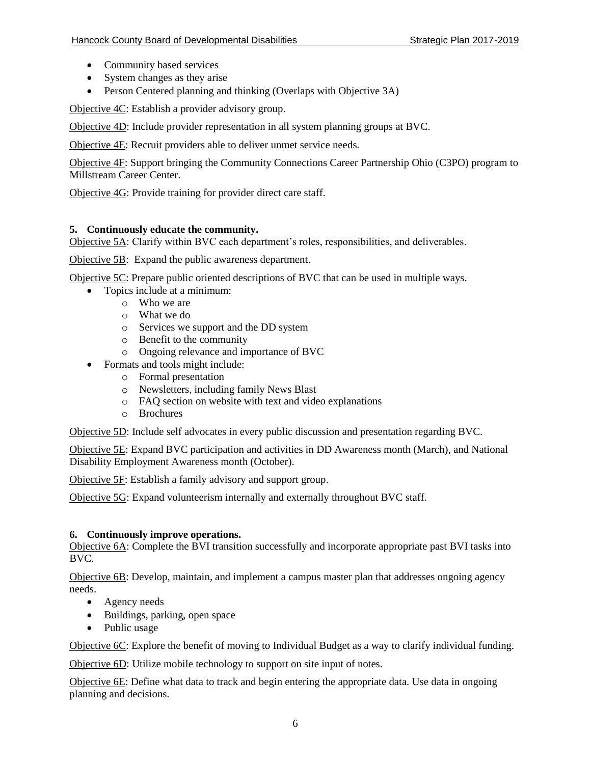- Community based services
- System changes as they arise
- Person Centered planning and thinking (Overlaps with Objective 3A)

Objective 4C: Establish a provider advisory group.

Objective 4D: Include provider representation in all system planning groups at BVC.

Objective 4E: Recruit providers able to deliver unmet service needs.

Objective 4F: Support bringing the Community Connections Career Partnership Ohio (C3PO) program to Millstream Career Center.

Objective 4G: Provide training for provider direct care staff.

**5. Continuously educate the community.**

Objective 5A: Clarify within BVC each department's roles, responsibilities, and deliverables.

Objective 5B: Expand the public awareness department.

Objective 5C: Prepare public oriented descriptions of BVC that can be used in multiple ways.

- Topics include at a minimum:
    - Who we are
    - What we do
    - Services we support and the DD system
    - Benefit to the community
    - Ongoing relevance and importance of BVC
- Formats and tools might include:
    - Formal presentation
    - Newsletters, including family News Blast
    - FAQ section on website with text and video explanations
    - Brochures

Objective 5D: Include self advocates in every public discussion and presentation regarding BVC.

Objective 5E: Expand BVC participation and activities in DD Awareness month (March), and National Disability Employment Awareness month (October).

Objective 5F: Establish a family advisory and support group.

Objective 5G: Expand volunteerism internally and externally throughout BVC staff.

**6. Continuously improve operations.**

Objective 6A: Complete the BVI transition successfully and incorporate appropriate past BVI tasks into BVC.

Objective 6B: Develop, maintain, and implement a campus master plan that addresses ongoing agency needs.

- Agency needs
- Buildings, parking, open space
- Public usage

Objective 6C: Explore the benefit of moving to Individual Budget as a way to clarify individual funding.

Objective 6D: Utilize mobile technology to support on site input of notes.

Objective 6E: Define what data to track and begin entering the appropriate data. Use data in ongoing planning and decisions.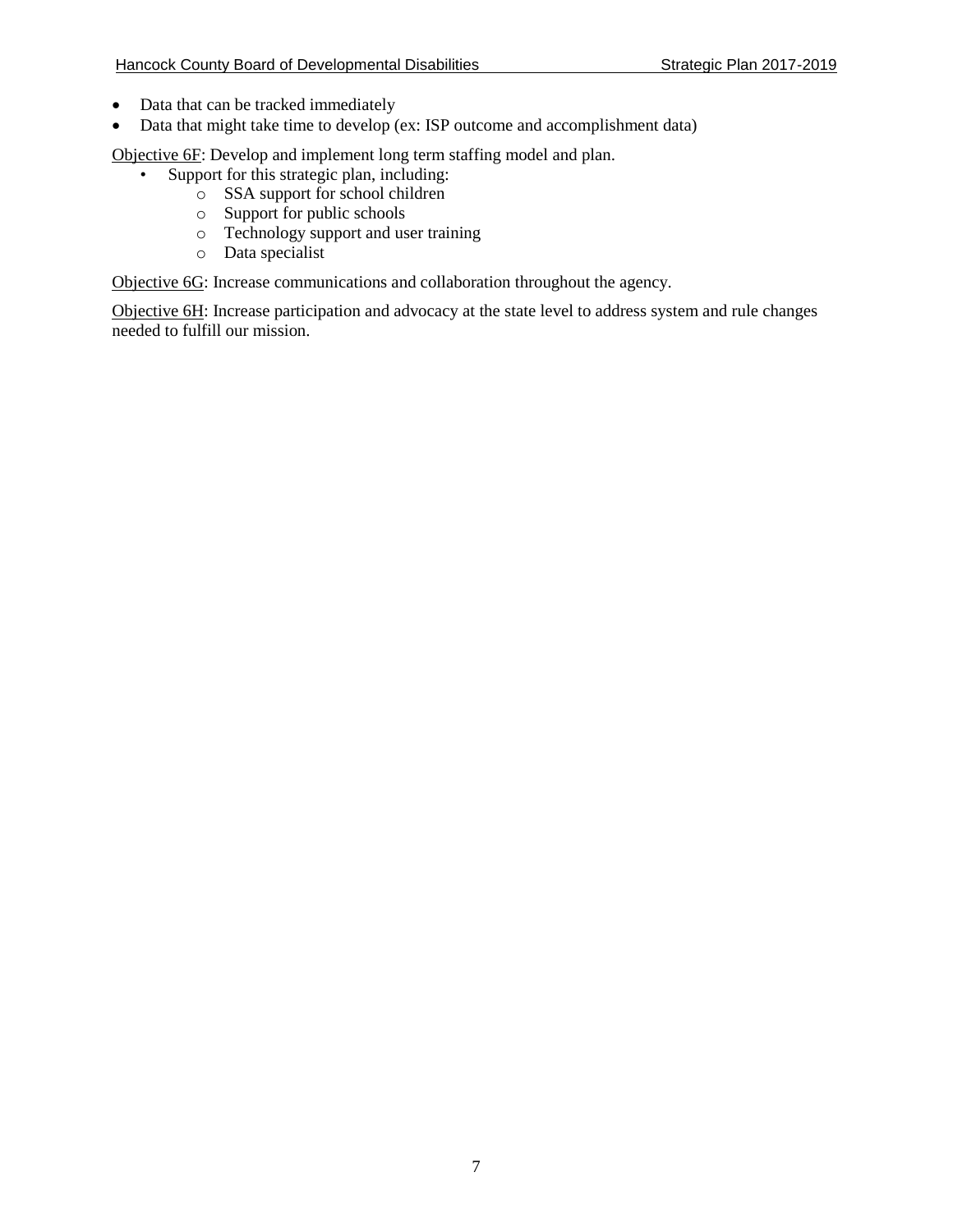- Data that can be tracked immediately
- Data that might take time to develop (ex: ISP outcome and accomplishment data)

Objective 6F: Develop and implement long term staffing model and plan.

- Support for this strategic plan, including:
  - SSA support for school children
  - Support for public schools
  - Technology support and user training
  - Data specialist

Objective 6G: Increase communications and collaboration throughout the agency.

Objective 6H: Increase participation and advocacy at the state level to address system and rule changes needed to fulfill our mission.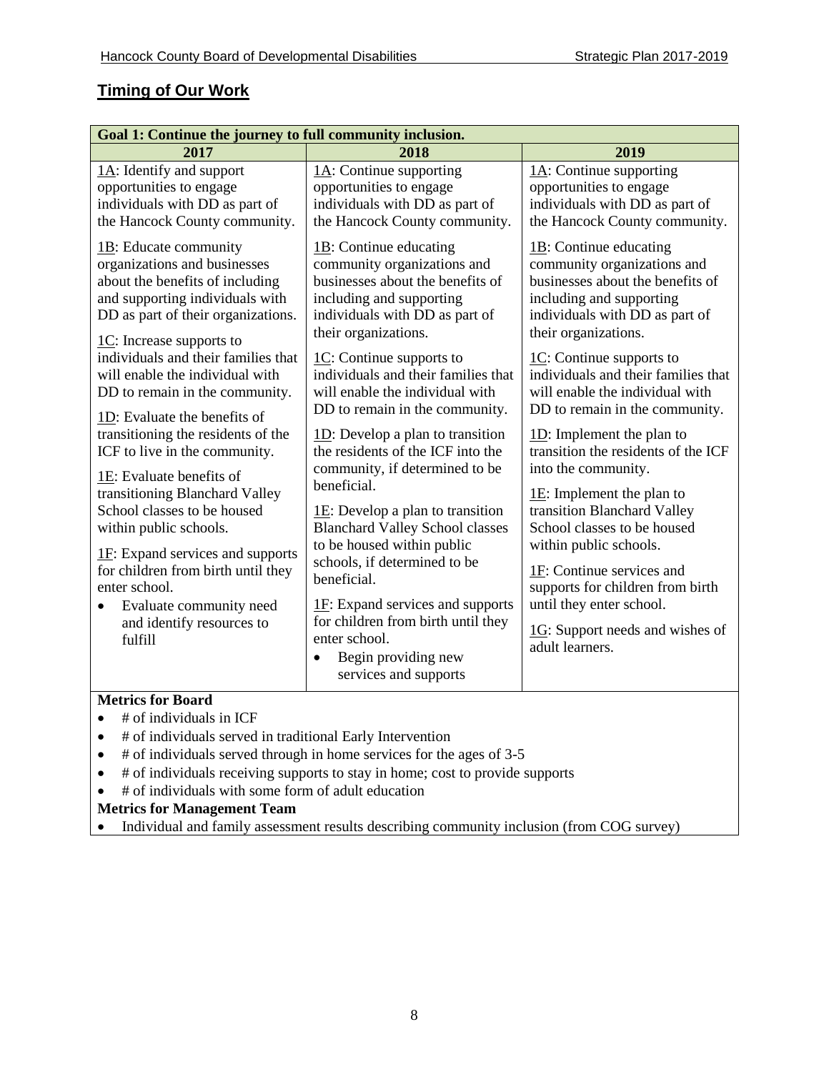## Timing of Our Work

| Goal 1: Continue the journey to full community inclusion. | | |
|---|---|---|
| **2017** | **2018** | **2019** |
| 1A: Identify and support opportunities to engage individuals with DD as part of the Hancock County community.<br><br>1B: Educate community organizations and businesses about the benefits of including and supporting individuals with DD as part of their organizations.<br><br>1C: Increase supports to individuals and their families that will enable the individual with DD to remain in the community.<br><br>1D: Evaluate the benefits of transitioning the residents of the ICF to live in the community.<br><br>1E: Evaluate benefits of transitioning Blanchard Valley School classes to be housed within public schools.<br><br>1F: Expand services and supports for children from birth until they enter school.<br>• Evaluate community need and identify resources to fulfill | 1A: Continue supporting opportunities to engage individuals with DD as part of the Hancock County community.<br><br>1B: Continue educating community organizations and businesses about the benefits of including and supporting individuals with DD as part of their organizations.<br><br>1C: Continue supports to individuals and their families that will enable the individual with DD to remain in the community.<br><br>1D: Develop a plan to transition the residents of the ICF into the community, if determined to be beneficial.<br><br>1E: Develop a plan to transition Blanchard Valley School classes to be housed within public schools, if determined to be beneficial.<br><br>1F: Expand services and supports for children from birth until they enter school.<br>• Begin providing new services and supports | 1A: Continue supporting opportunities to engage individuals with DD as part of the Hancock County community.<br><br>1B: Continue educating community organizations and businesses about the benefits of including and supporting individuals with DD as part of their organizations.<br><br>1C: Continue supports to individuals and their families that will enable the individual with DD to remain in the community.<br><br>1D: Implement the plan to transition the residents of the ICF into the community.<br><br>1E: Implement the plan to transition Blanchard Valley School classes to be housed within public schools.<br><br>1F: Continue services and supports for children from birth until they enter school.<br><br>1G: Support needs and wishes of adult learners. |

**Metrics for Board**

- # of individuals in ICF
- # of individuals served in traditional Early Intervention
- # of individuals served through in home services for the ages of 3-5
- # of individuals receiving supports to stay in home; cost to provide supports
- # of individuals with some form of adult education

**Metrics for Management Team**

- Individual and family assessment results describing community inclusion (from COG survey)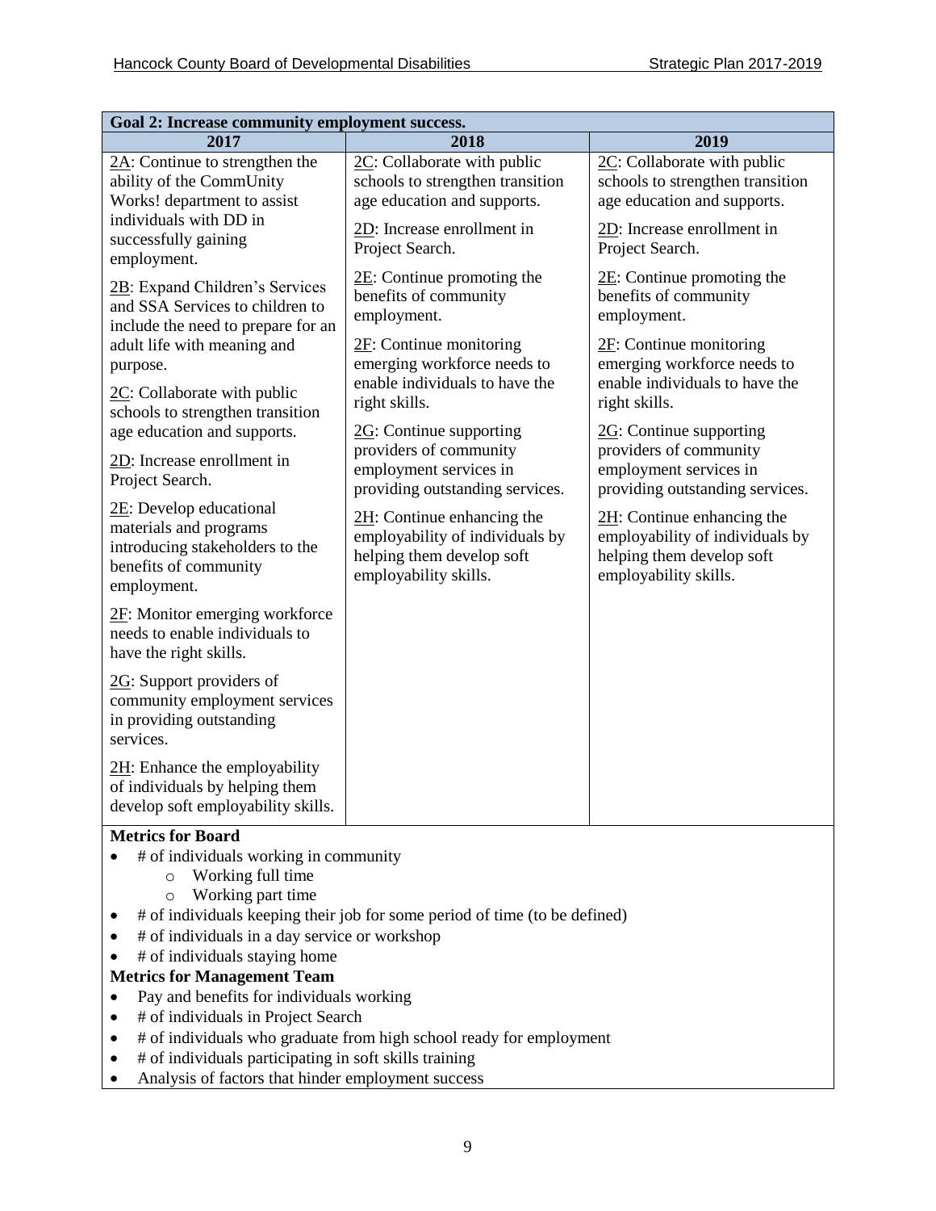| Goal 2: Increase community employment success. | | |
|---|---|---|
| **2017** | **2018** | **2019** |
| 2A: Continue to strengthen the ability of the CommUnity Works! department to assist individuals with DD in successfully gaining employment.<br><br>2B: Expand Children's Services and SSA Services to children to include the need to prepare for an adult life with meaning and purpose.<br><br>2C: Collaborate with public schools to strengthen transition age education and supports.<br><br>2D: Increase enrollment in Project Search.<br><br>2E: Develop educational materials and programs introducing stakeholders to the benefits of community employment.<br><br>2F: Monitor emerging workforce needs to enable individuals to have the right skills.<br><br>2G: Support providers of community employment services in providing outstanding services.<br><br>2H: Enhance the employability of individuals by helping them develop soft employability skills. | 2C: Collaborate with public schools to strengthen transition age education and supports.<br><br>2D: Increase enrollment in Project Search.<br><br>2E: Continue promoting the benefits of community employment.<br><br>2F: Continue monitoring emerging workforce needs to enable individuals to have the right skills.<br><br>2G: Continue supporting providers of community employment services in providing outstanding services.<br><br>2H: Continue enhancing the employability of individuals by helping them develop soft employability skills. | 2C: Collaborate with public schools to strengthen transition age education and supports.<br><br>2D: Increase enrollment in Project Search.<br><br>2E: Continue promoting the benefits of community employment.<br><br>2F: Continue monitoring emerging workforce needs to enable individuals to have the right skills.<br><br>2G: Continue supporting providers of community employment services in providing outstanding services.<br><br>2H: Continue enhancing the employability of individuals by helping them develop soft employability skills. |

**Metrics for Board**

- # of individuals working in community
  - Working full time
  - Working part time
- # of individuals keeping their job for some period of time (to be defined)
- # of individuals in a day service or workshop
- # of individuals staying home

**Metrics for Management Team**

- Pay and benefits for individuals working
- # of individuals in Project Search
- # of individuals who graduate from high school ready for employment
- # of individuals participating in soft skills training
- Analysis of factors that hinder employment success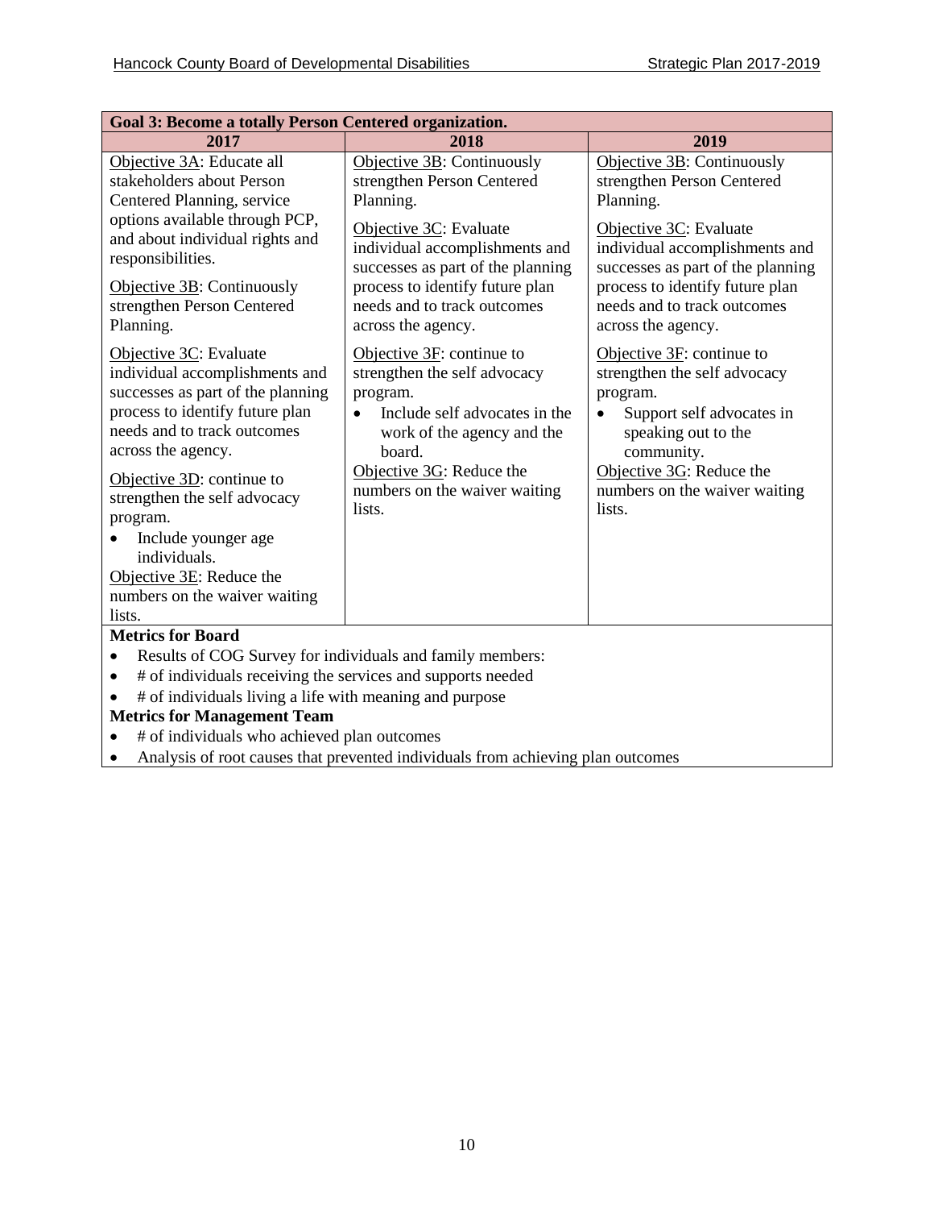| Goal 3: Become a totally Person Centered organization. | | |
|---|---|---|
| **2017** | **2018** | **2019** |
| Objective 3A: Educate all stakeholders about Person Centered Planning, service options available through PCP, and about individual rights and responsibilities.<br><br>Objective 3B: Continuously strengthen Person Centered Planning.<br><br>Objective 3C: Evaluate individual accomplishments and successes as part of the planning process to identify future plan needs and to track outcomes across the agency.<br><br>Objective 3D: continue to strengthen the self advocacy program.<br>• Include younger age individuals.<br><br>Objective 3E: Reduce the numbers on the waiver waiting lists. | Objective 3B: Continuously strengthen Person Centered Planning.<br><br>Objective 3C: Evaluate individual accomplishments and successes as part of the planning process to identify future plan needs and to track outcomes across the agency.<br><br>Objective 3F: continue to strengthen the self advocacy program.<br>• Include self advocates in the work of the agency and the board.<br><br>Objective 3G: Reduce the numbers on the waiver waiting lists. | Objective 3B: Continuously strengthen Person Centered Planning.<br><br>Objective 3C: Evaluate individual accomplishments and successes as part of the planning process to identify future plan needs and to track outcomes across the agency.<br><br>Objective 3F: continue to strengthen the self advocacy program.<br>• Support self advocates in speaking out to the community.<br><br>Objective 3G: Reduce the numbers on the waiver waiting lists. |

**Metrics for Board**

- Results of COG Survey for individuals and family members:
- # of individuals receiving the services and supports needed
- # of individuals living a life with meaning and purpose

**Metrics for Management Team**

- # of individuals who achieved plan outcomes
- Analysis of root causes that prevented individuals from achieving plan outcomes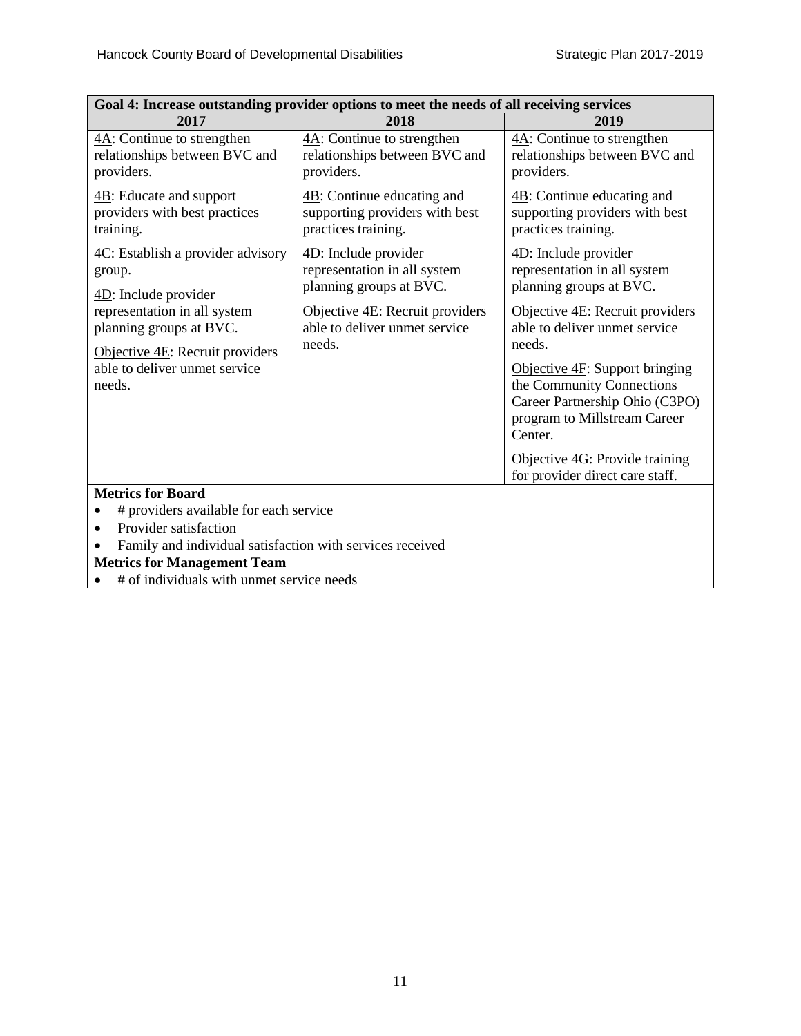| Goal 4: Increase outstanding provider options to meet the needs of all receiving services | | |
|---|---|---|
| **2017** | **2018** | **2019** |
| 4A: Continue to strengthen relationships between BVC and providers.<br><br>4B: Educate and support providers with best practices training.<br><br>4C: Establish a provider advisory group.<br><br>4D: Include provider representation in all system planning groups at BVC.<br><br>Objective 4E: Recruit providers able to deliver unmet service needs. | 4A: Continue to strengthen relationships between BVC and providers.<br><br>4B: Continue educating and supporting providers with best practices training.<br><br>4D: Include provider representation in all system planning groups at BVC.<br><br>Objective 4E: Recruit providers able to deliver unmet service needs. | 4A: Continue to strengthen relationships between BVC and providers.<br><br>4B: Continue educating and supporting providers with best practices training.<br><br>4D: Include provider representation in all system planning groups at BVC.<br><br>Objective 4E: Recruit providers able to deliver unmet service needs.<br><br>Objective 4F: Support bringing the Community Connections Career Partnership Ohio (C3PO) program to Millstream Career Center.<br><br>Objective 4G: Provide training for provider direct care staff. |

**Metrics for Board**

- # providers available for each service
- Provider satisfaction
- Family and individual satisfaction with services received

**Metrics for Management Team**

- # of individuals with unmet service needs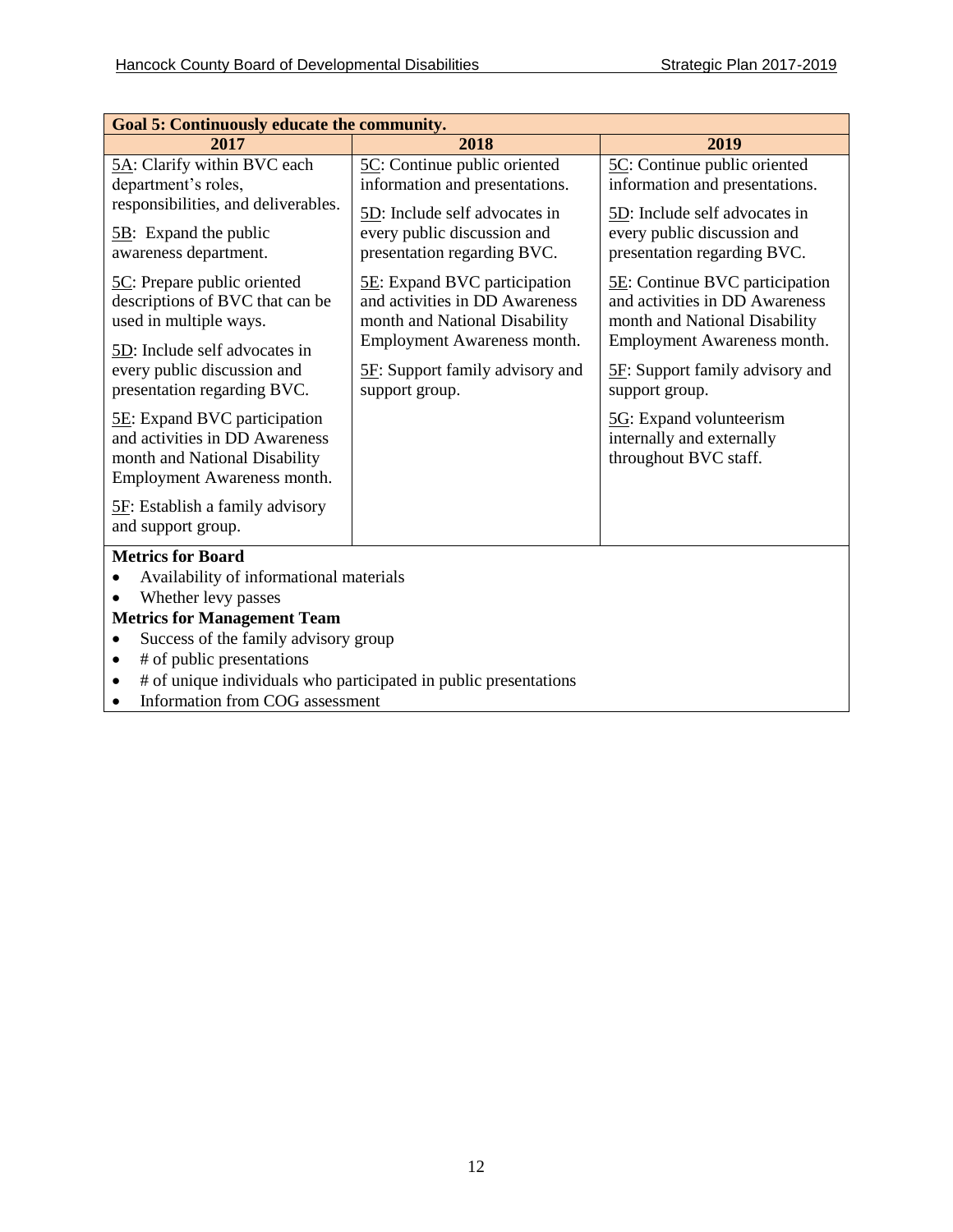| Goal 5: Continuously educate the community. | | |
|---|---|---|
| **2017** | **2018** | **2019** |
| 5A: Clarify within BVC each department's roles, responsibilities, and deliverables.<br><br>5B: Expand the public awareness department.<br><br>5C: Prepare public oriented descriptions of BVC that can be used in multiple ways.<br><br>5D: Include self advocates in every public discussion and presentation regarding BVC.<br><br>5E: Expand BVC participation and activities in DD Awareness month and National Disability Employment Awareness month.<br><br>5F: Establish a family advisory and support group. | 5C: Continue public oriented information and presentations.<br><br>5D: Include self advocates in every public discussion and presentation regarding BVC.<br><br>5E: Expand BVC participation and activities in DD Awareness month and National Disability Employment Awareness month.<br><br>5F: Support family advisory and support group. | 5C: Continue public oriented information and presentations.<br><br>5D: Include self advocates in every public discussion and presentation regarding BVC.<br><br>5E: Continue BVC participation and activities in DD Awareness month and National Disability Employment Awareness month.<br><br>5F: Support family advisory and support group.<br><br>5G: Expand volunteerism internally and externally throughout BVC staff. |

**Metrics for Board**

- Availability of informational materials
- Whether levy passes

**Metrics for Management Team**

- Success of the family advisory group
- # of public presentations
- # of unique individuals who participated in public presentations
- Information from COG assessment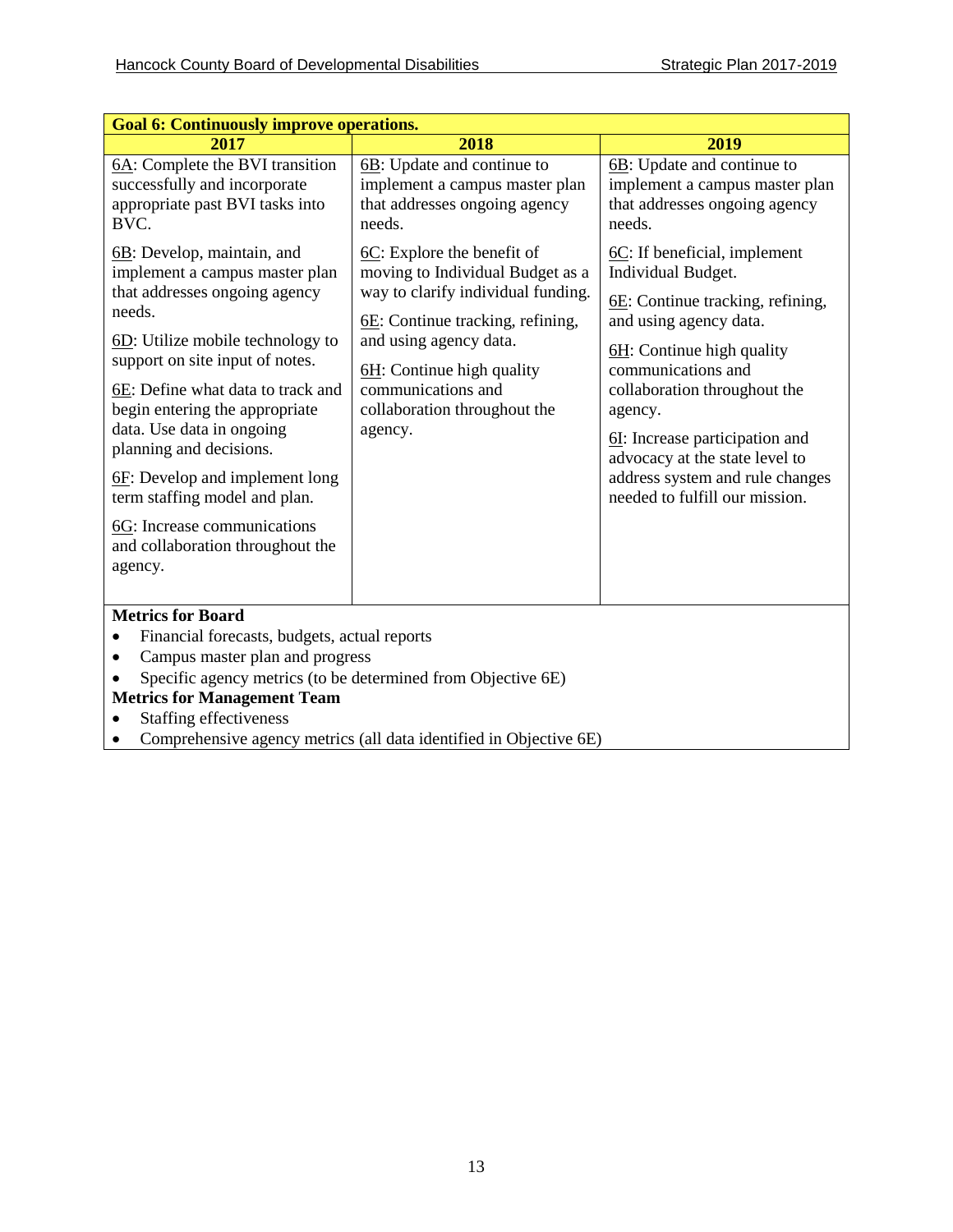| Goal 6: Continuously improve operations. | | |
|---|---|---|
| **2017** | **2018** | **2019** |
| 6A: Complete the BVI transition successfully and incorporate appropriate past BVI tasks into BVC.<br><br>6B: Develop, maintain, and implement a campus master plan that addresses ongoing agency needs.<br><br>6D: Utilize mobile technology to support on site input of notes.<br><br>6E: Define what data to track and begin entering the appropriate data. Use data in ongoing planning and decisions.<br><br>6F: Develop and implement long term staffing model and plan.<br><br>6G: Increase communications and collaboration throughout the agency. | 6B: Update and continue to implement a campus master plan that addresses ongoing agency needs.<br><br>6C: Explore the benefit of moving to Individual Budget as a way to clarify individual funding.<br><br>6E: Continue tracking, refining, and using agency data.<br><br>6H: Continue high quality communications and collaboration throughout the agency. | 6B: Update and continue to implement a campus master plan that addresses ongoing agency needs.<br><br>6C: If beneficial, implement Individual Budget.<br><br>6E: Continue tracking, refining, and using agency data.<br><br>6H: Continue high quality communications and collaboration throughout the agency.<br><br>6I: Increase participation and advocacy at the state level to address system and rule changes needed to fulfill our mission. |

**Metrics for Board**

- Financial forecasts, budgets, actual reports
- Campus master plan and progress
- Specific agency metrics (to be determined from Objective 6E)

**Metrics for Management Team**

- Staffing effectiveness
- Comprehensive agency metrics (all data identified in Objective 6E)